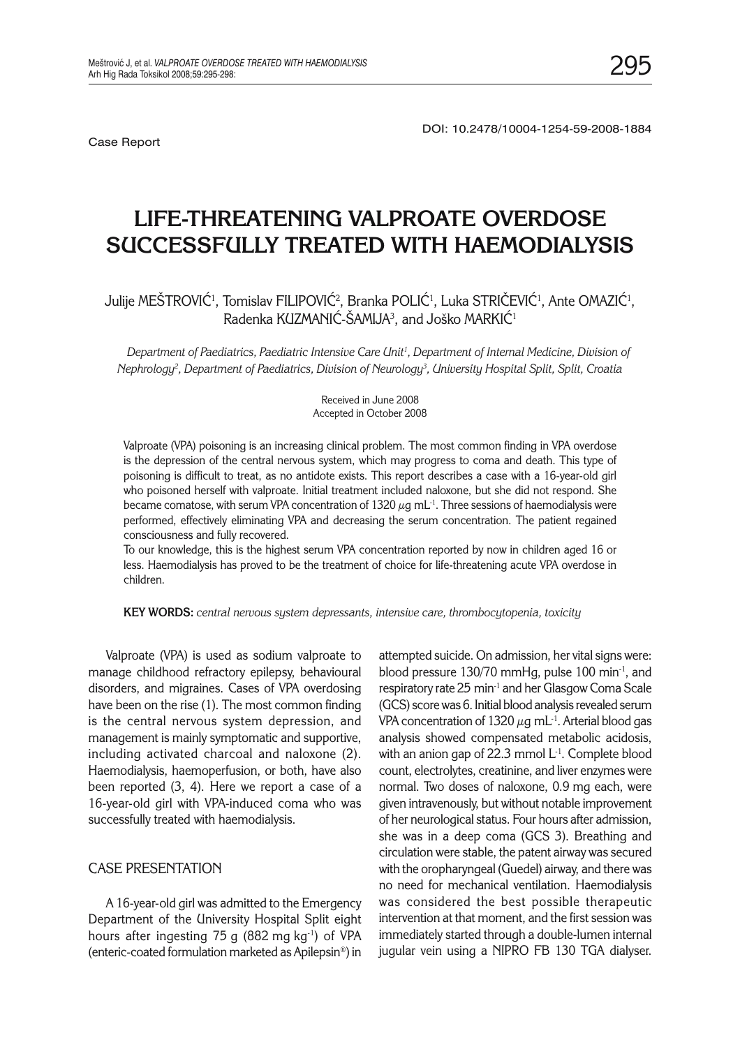Case Report

DOI: 10.2478/10004-1254-59-2008-1884

# LIFE-THREATENING VALPROATE OVERDOSE SUCCESSFULLY TREATED WITH HAEMODIALYSIS

Julije MEŠTROVIĆ[1], Tomislav FILIPOVIĆ[2], Branka POLIĆ[1], Luka STRIČEVIĆ[1], Ante OMAZIĆ[1], Radenka KUZMANIĆ-ŠAMIJA[3], and Joško MARKIĆ[1]

*Department of Paediatrics, Paediatric Intensive Care Unit[1], Department of Internal Medicine, Division of Nephrology[2], Department of Paediatrics, Division of Neurology[3], University Hospital Split, Split, Croatia*

Received in June 2008
Accepted in October 2008

Valproate (VPA) poisoning is an increasing clinical problem. The most common finding in VPA overdose is the depression of the central nervous system, which may progress to coma and death. This type of poisoning is difficult to treat, as no antidote exists. This report describes a case with a 16-year-old girl who poisoned herself with valproate. Initial treatment included naloxone, but she did not respond. She became comatose, with serum VPA concentration of 1320 $\mu$g mL$^{-1}$. Three sessions of haemodialysis were performed, effectively eliminating VPA and decreasing the serum concentration. The patient regained consciousness and fully recovered.

To our knowledge, this is the highest serum VPA concentration reported by now in children aged 16 or less. Haemodialysis has proved to be the treatment of choice for life-threatening acute VPA overdose in children.

**KEY WORDS:** *central nervous system depressants, intensive care, thrombocytopenia, toxicity*

Valproate (VPA) is used as sodium valproate to manage childhood refractory epilepsy, behavioural disorders, and migraines. Cases of VPA overdosing have been on the rise (1). The most common finding is the central nervous system depression, and management is mainly symptomatic and supportive, including activated charcoal and naloxone (2). Haemodialysis, haemoperfusion, or both, have also been reported (3, 4). Here we report a case of a 16-year-old girl with VPA-induced coma who was successfully treated with haemodialysis.

## CASE PRESENTATION

A 16-year-old girl was admitted to the Emergency Department of the University Hospital Split eight hours after ingesting 75 g (882 mg kg$^{-1}$) of VPA (enteric-coated formulation marketed as Apilepsin®) in attempted suicide. On admission, her vital signs were: blood pressure 130/70 mmHg, pulse 100 min$^{-1}$, and respiratory rate 25 min$^{-1}$ and her Glasgow Coma Scale (GCS) score was 6. Initial blood analysis revealed serum VPA concentration of 1320 $\mu$g mL$^{-1}$. Arterial blood gas analysis showed compensated metabolic acidosis, with an anion gap of 22.3 mmol L$^{-1}$. Complete blood count, electrolytes, creatinine, and liver enzymes were normal. Two doses of naloxone, 0.9 mg each, were given intravenously, but without notable improvement of her neurological status. Four hours after admission, she was in a deep coma (GCS 3). Breathing and circulation were stable, the patent airway was secured with the oropharyngeal (Guedel) airway, and there was no need for mechanical ventilation. Haemodialysis was considered the best possible therapeutic intervention at that moment, and the first session was immediately started through a double-lumen internal jugular vein using a NIPRO FB 130 TGA dialyser.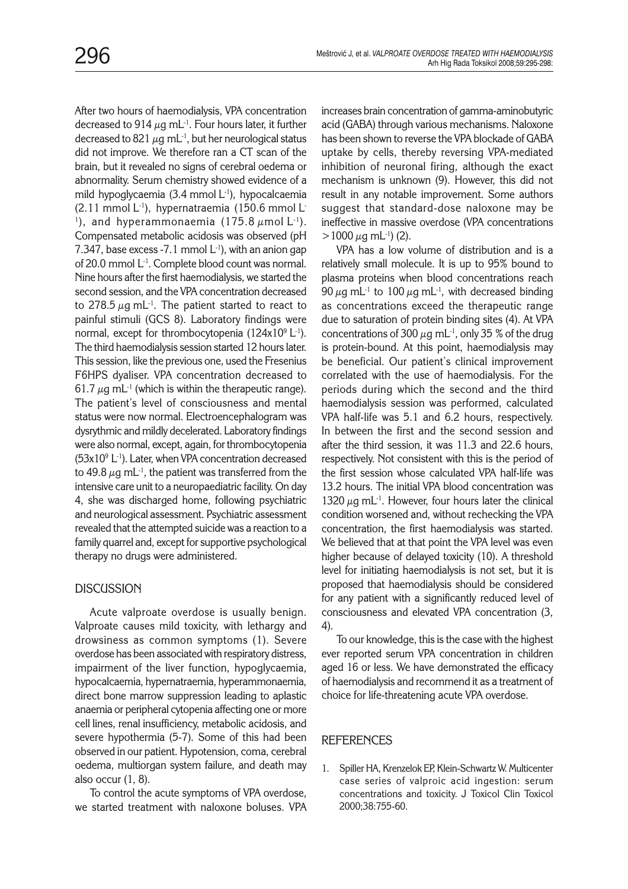After two hours of haemodialysis, VPA concentration decreased to 914 $\mu$g mL$^{-1}$. Four hours later, it further decreased to 821 $\mu$g mL$^{-1}$, but her neurological status did not improve. We therefore ran a CT scan of the brain, but it revealed no signs of cerebral oedema or abnormality. Serum chemistry showed evidence of a mild hypoglycaemia (3.4 mmol L$^{-1}$), hypocalcaemia (2.11 mmol L$^{-1}$), hypernatraemia (150.6 mmol L$^{-1}$), and hyperammonaemia (175.8 $\mu$mol L$^{-1}$). Compensated metabolic acidosis was observed (pH 7.347, base excess -7.1 mmol L$^{-1}$), with an anion gap of 20.0 mmol L$^{-1}$. Complete blood count was normal. Nine hours after the first haemodialysis, we started the second session, and the VPA concentration decreased to 278.5 $\mu$g mL$^{-1}$. The patient started to react to painful stimuli (GCS 8). Laboratory findings were normal, except for thrombocytopenia (124x10$^{9}$ L$^{-1}$). The third haemodialysis session started 12 hours later. This session, like the previous one, used the Fresenius F6HPS dyaliser. VPA concentration decreased to 61.7 $\mu$g mL$^{-1}$ (which is within the therapeutic range). The patient's level of consciousness and mental status were now normal. Electroencephalogram was dysrythmic and mildly decelerated. Laboratory findings were also normal, except, again, for thrombocytopenia (53x10$^{9}$ L$^{-1}$). Later, when VPA concentration decreased to 49.8 $\mu$g mL$^{-1}$, the patient was transferred from the intensive care unit to a neuropaediatric facility. On day 4, she was discharged home, following psychiatric and neurological assessment. Psychiatric assessment revealed that the attempted suicide was a reaction to a family quarrel and, except for supportive psychological therapy no drugs were administered.

## DISCUSSION

Acute valproate overdose is usually benign. Valproate causes mild toxicity, with lethargy and drowsiness as common symptoms (1). Severe overdose has been associated with respiratory distress, impairment of the liver function, hypoglycaemia, hypocalcaemia, hypernatraemia, hyperammonaemia, direct bone marrow suppression leading to aplastic anaemia or peripheral cytopenia affecting one or more cell lines, renal insufficiency, metabolic acidosis, and severe hypothermia (5-7). Some of this had been observed in our patient. Hypotension, coma, cerebral oedema, multiorgan system failure, and death may also occur (1, 8).

To control the acute symptoms of VPA overdose, we started treatment with naloxone boluses. VPA increases brain concentration of gamma-aminobutyric acid (GABA) through various mechanisms. Naloxone has been shown to reverse the VPA blockade of GABA uptake by cells, thereby reversing VPA-mediated inhibition of neuronal firing, although the exact mechanism is unknown (9). However, this did not result in any notable improvement. Some authors suggest that standard-dose naloxone may be ineffective in massive overdose (VPA concentrations >1000 $\mu$g mL$^{-1}$) (2).

VPA has a low volume of distribution and is a relatively small molecule. It is up to 95% bound to plasma proteins when blood concentrations reach 90 $\mu$g mL$^{-1}$ to 100 $\mu$g mL$^{-1}$, with decreased binding as concentrations exceed the therapeutic range due to saturation of protein binding sites (4). At VPA concentrations of 300 $\mu$g mL$^{-1}$, only 35 % of the drug is protein-bound. At this point, haemodialysis may be beneficial. Our patient's clinical improvement correlated with the use of haemodialysis. For the periods during which the second and the third haemodialysis session was performed, calculated VPA half-life was 5.1 and 6.2 hours, respectively. In between the first and the second session and after the third session, it was 11.3 and 22.6 hours, respectively. Not consistent with this is the period of the first session whose calculated VPA half-life was 13.2 hours. The initial VPA blood concentration was 1320 $\mu$g mL$^{-1}$. However, four hours later the clinical condition worsened and, without rechecking the VPA concentration, the first haemodialysis was started. We believed that at that point the VPA level was even higher because of delayed toxicity (10). A threshold level for initiating haemodialysis is not set, but it is proposed that haemodialysis should be considered for any patient with a significantly reduced level of consciousness and elevated VPA concentration (3, 4).

To our knowledge, this is the case with the highest ever reported serum VPA concentration in children aged 16 or less. We have demonstrated the efficacy of haemodialysis and recommend it as a treatment of choice for life-threatening acute VPA overdose.

## REFERENCES

1. Spiller HA, Krenzelok EP, Klein-Schwartz W. Multicenter case series of valproic acid ingestion: serum concentrations and toxicity. J Toxicol Clin Toxicol 2000;38:755-60.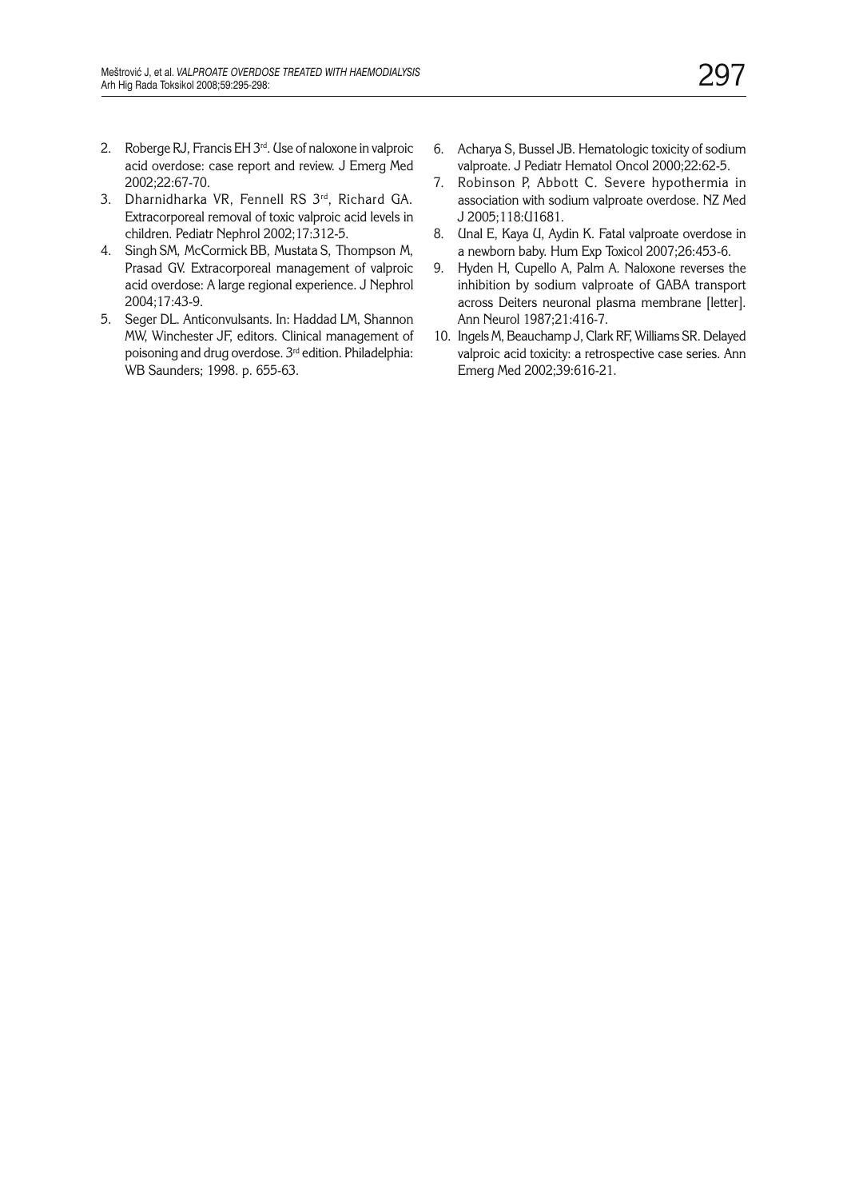2. Roberge RJ, Francis EH 3rd. Use of naloxone in valproic acid overdose: case report and review. J Emerg Med 2002;22:67-70.
3. Dharnidharka VR, Fennell RS 3rd, Richard GA. Extracorporeal removal of toxic valproic acid levels in children. Pediatr Nephrol 2002;17:312-5.
4. Singh SM, McCormick BB, Mustata S, Thompson M, Prasad GV. Extracorporeal management of valproic acid overdose: A large regional experience. J Nephrol 2004;17:43-9.
5. Seger DL. Anticonvulsants. In: Haddad LM, Shannon MW, Winchester JF, editors. Clinical management of poisoning and drug overdose. 3rd edition. Philadelphia: WB Saunders; 1998. p. 655-63.
6. Acharya S, Bussel JB. Hematologic toxicity of sodium valproate. J Pediatr Hematol Oncol 2000;22:62-5.
7. Robinson P, Abbott C. Severe hypothermia in association with sodium valproate overdose. NZ Med J 2005;118:U1681.
8. Unal E, Kaya U, Aydin K. Fatal valproate overdose in a newborn baby. Hum Exp Toxicol 2007;26:453-6.
9. Hyden H, Cupello A, Palm A. Naloxone reverses the inhibition by sodium valproate of GABA transport across Deiters neuronal plasma membrane [letter]. Ann Neurol 1987;21:416-7.
10. Ingels M, Beauchamp J, Clark RF, Williams SR. Delayed valproic acid toxicity: a retrospective case series. Ann Emerg Med 2002;39:616-21.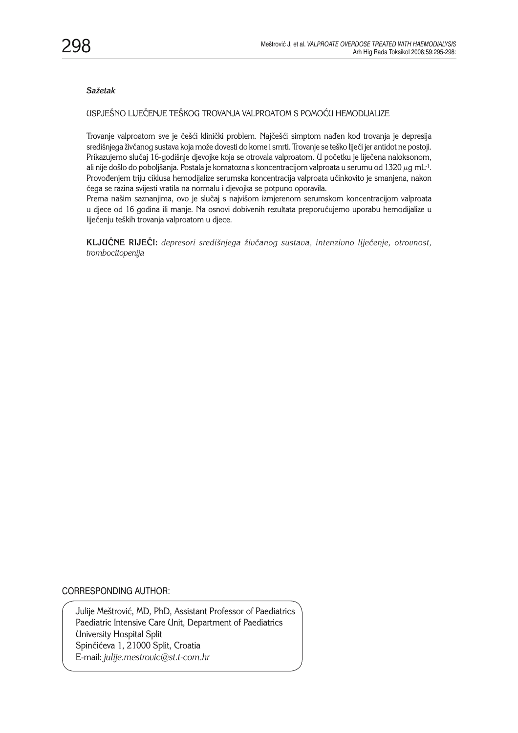*Sažetak*

USPJEŠNO LIJEČENJE TEŠKOG TROVANJA VALPROATOM S POMOĆU HEMODIJALIZE

Trovanje valproatom sve je češći klinički problem. Najčešći simptom nađen kod trovanja je depresija središnjega živčanog sustava koja može dovesti do kome i smrti. Trovanje se teško liječi jer antidot ne postoji. Prikazujemo slučaj 16-godišnje djevojke koja se otrovala valproatom. U početku je liječena naloksonom, ali nije došlo do poboljšanja. Postala je komatozna s koncentracijom valproata u serumu od 1320 $\mu$g mL$^{-1}$. Provođenjem triju ciklusa hemodijalize serumska koncentracija valproata učinkovito je smanjena, nakon čega se razina svijesti vratila na normalu i djevojka se potpuno oporavila.

Prema našim saznanjima, ovo je slučaj s najvišom izmjerenom serumskom koncentracijom valproata u djece od 16 godina ili manje. Na osnovi dobivenih rezultata preporučujemo uporabu hemodijalize u liječenju teških trovanja valproatom u djece.

**KLJUČNE RIJEČI:** *depresori središnjega živčanog sustava, intenzivno liječenje, otrovnost, trombocitopenija*

CORRESPONDING AUTHOR:

Julije Meštrović, MD, PhD, Assistant Professor of Paediatrics
Paediatric Intensive Care Unit, Department of Paediatrics
University Hospital Split
Spinčićeva 1, 21000 Split, Croatia
E-mail: *julije.mestrovic@st.t-com.hr*